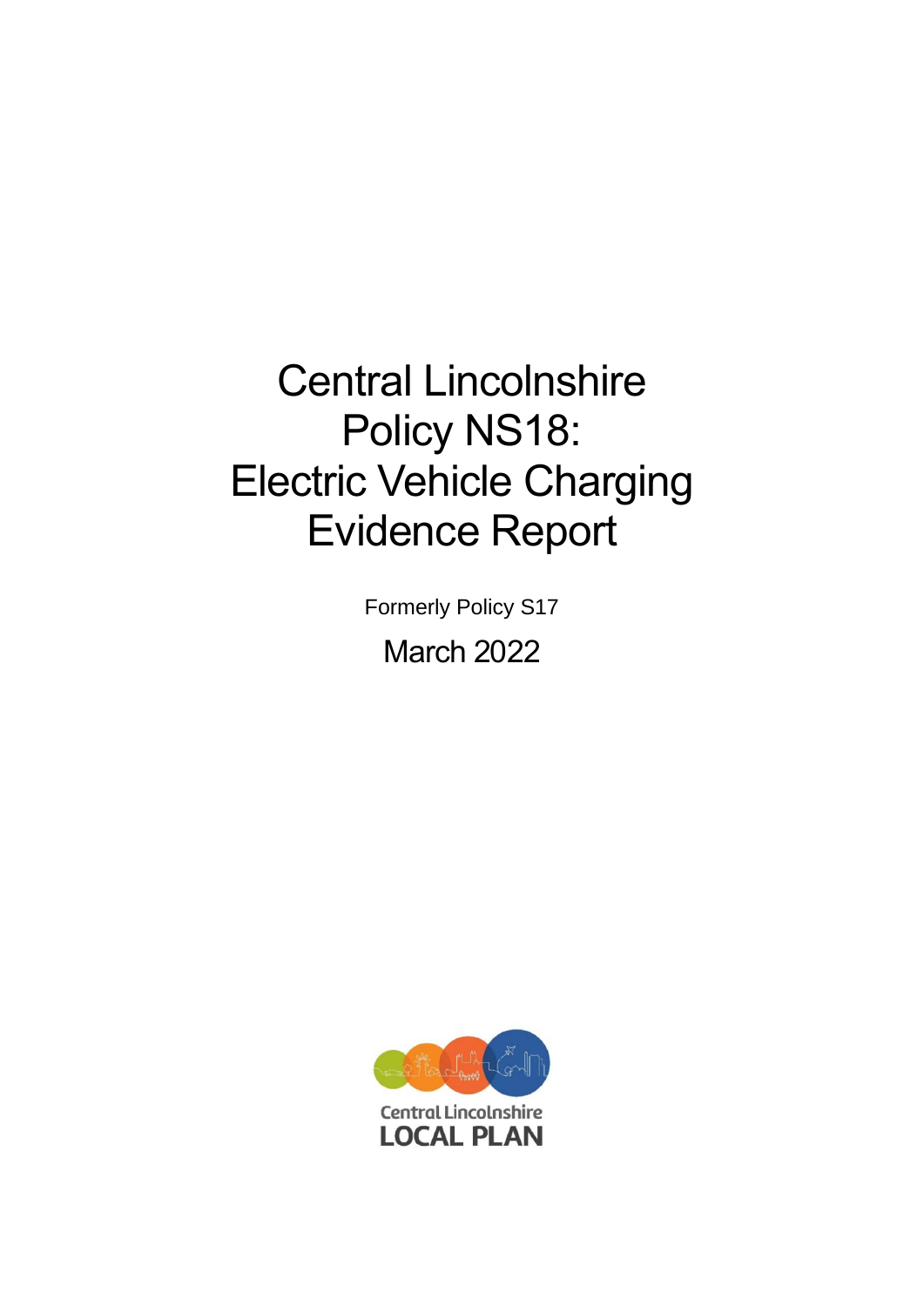# Central Lincolnshire Policy NS18: Electric Vehicle Charging Evidence Report

Formerly Policy S17

March 2022

Central Lincolnshire
LOCAL PLAN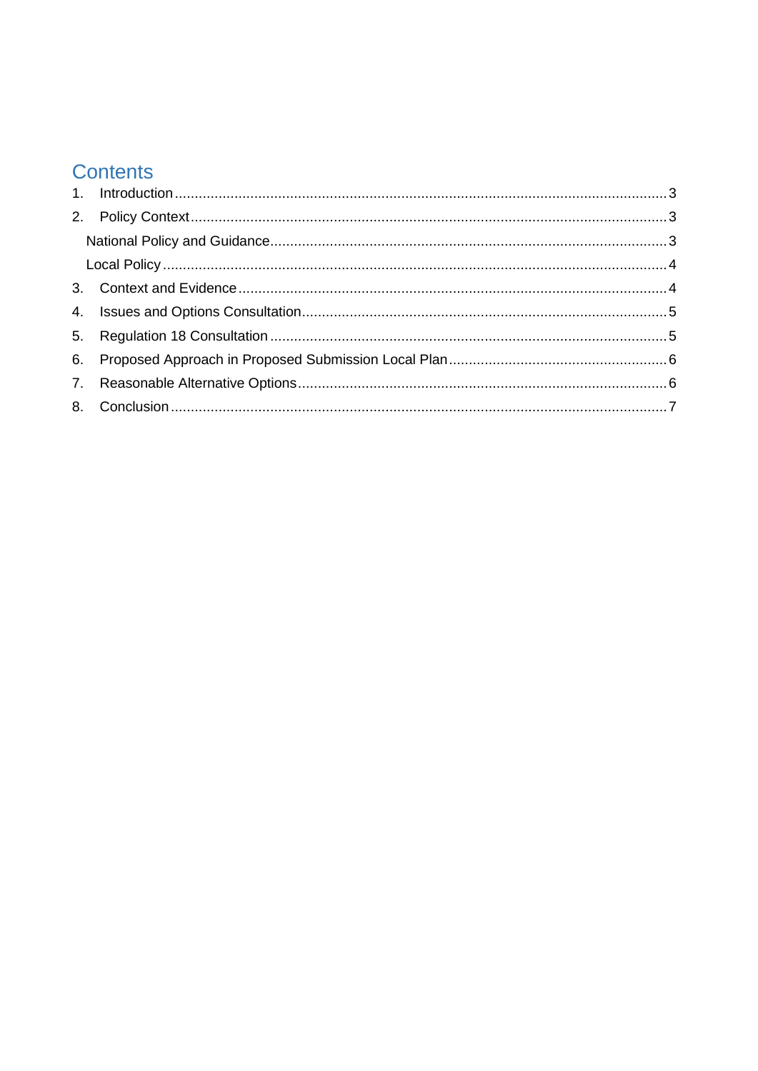# Contents

1. Introduction ........................................................................................................................ 3
2. Policy Context .................................................................................................................... 3
   - National Policy and Guidance ............................................................................................ 3
   - Local Policy ........................................................................................................................ 4
3. Context and Evidence ........................................................................................................ 4
4. Issues and Options Consultation ........................................................................................ 5
5. Regulation 18 Consultation ................................................................................................ 5
6. Proposed Approach in Proposed Submission Local Plan .................................................... 6
7. Reasonable Alternative Options .......................................................................................... 6
8. Conclusion .......................................................................................................................... 7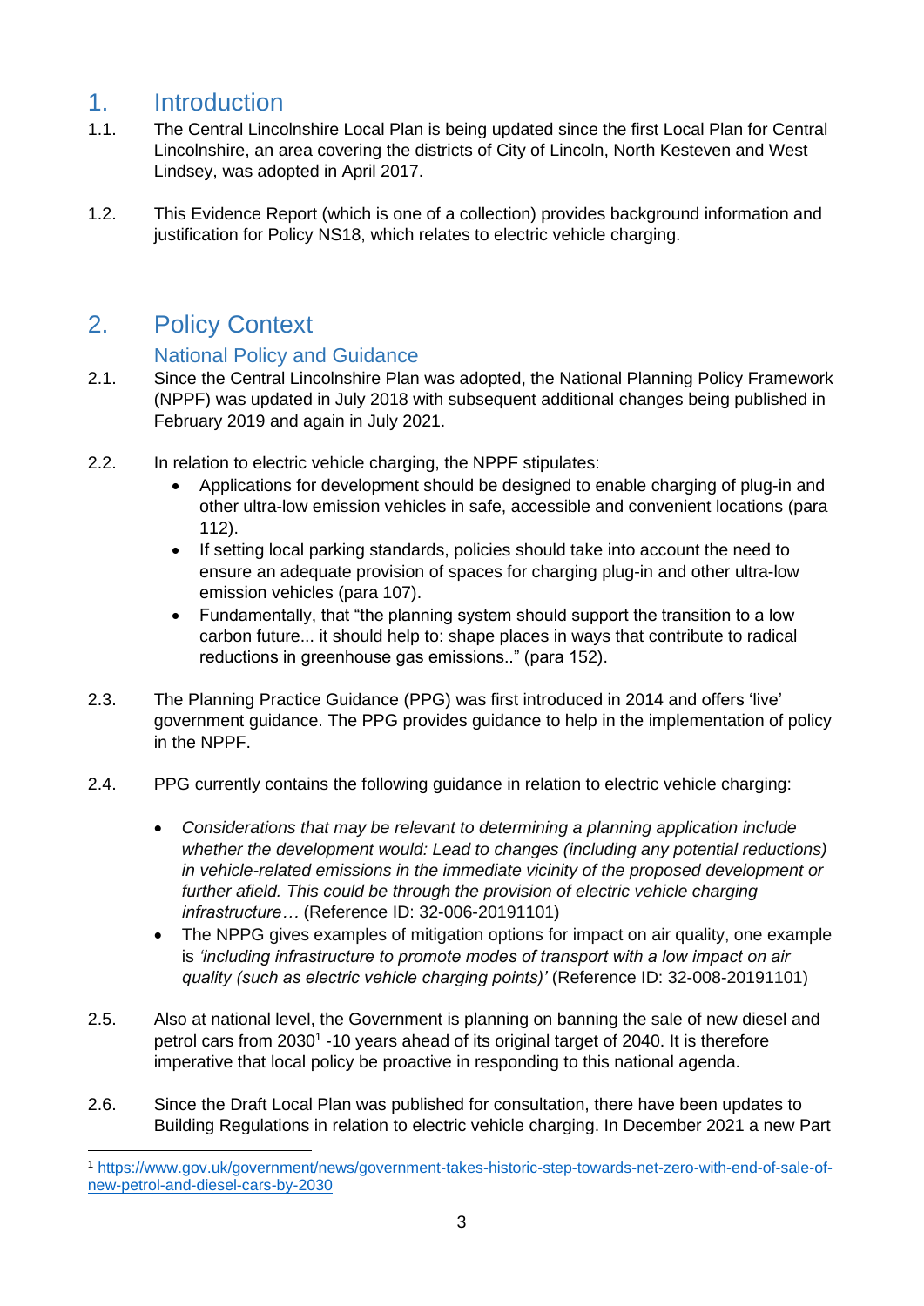# 1. Introduction

1.1. The Central Lincolnshire Local Plan is being updated since the first Local Plan for Central Lincolnshire, an area covering the districts of City of Lincoln, North Kesteven and West Lindsey, was adopted in April 2017.

1.2. This Evidence Report (which is one of a collection) provides background information and justification for Policy NS18, which relates to electric vehicle charging.

# 2. Policy Context

## National Policy and Guidance

2.1. Since the Central Lincolnshire Plan was adopted, the National Planning Policy Framework (NPPF) was updated in July 2018 with subsequent additional changes being published in February 2019 and again in July 2021.

2.2. In relation to electric vehicle charging, the NPPF stipulates:

- Applications for development should be designed to enable charging of plug-in and other ultra-low emission vehicles in safe, accessible and convenient locations (para 112).
- If setting local parking standards, policies should take into account the need to ensure an adequate provision of spaces for charging plug-in and other ultra-low emission vehicles (para 107).
- Fundamentally, that "the planning system should support the transition to a low carbon future... it should help to: shape places in ways that contribute to radical reductions in greenhouse gas emissions.." (para 152).

2.3. The Planning Practice Guidance (PPG) was first introduced in 2014 and offers 'live' government guidance. The PPG provides guidance to help in the implementation of policy in the NPPF.

2.4. PPG currently contains the following guidance in relation to electric vehicle charging:

- *Considerations that may be relevant to determining a planning application include whether the development would: Lead to changes (including any potential reductions) in vehicle-related emissions in the immediate vicinity of the proposed development or further afield. This could be through the provision of electric vehicle charging infrastructure…* (Reference ID: 32-006-20191101)
- The NPPG gives examples of mitigation options for impact on air quality, one example is *'including infrastructure to promote modes of transport with a low impact on air quality (such as electric vehicle charging points)'* (Reference ID: 32-008-20191101)

2.5. Also at national level, the Government is planning on banning the sale of new diesel and petrol cars from 2030[1] -10 years ahead of its original target of 2040. It is therefore imperative that local policy be proactive in responding to this national agenda.

2.6. Since the Draft Local Plan was published for consultation, there have been updates to Building Regulations in relation to electric vehicle charging. In December 2021 a new Part

---

[1] https://www.gov.uk/government/news/government-takes-historic-step-towards-net-zero-with-end-of-sale-of-new-petrol-and-diesel-cars-by-2030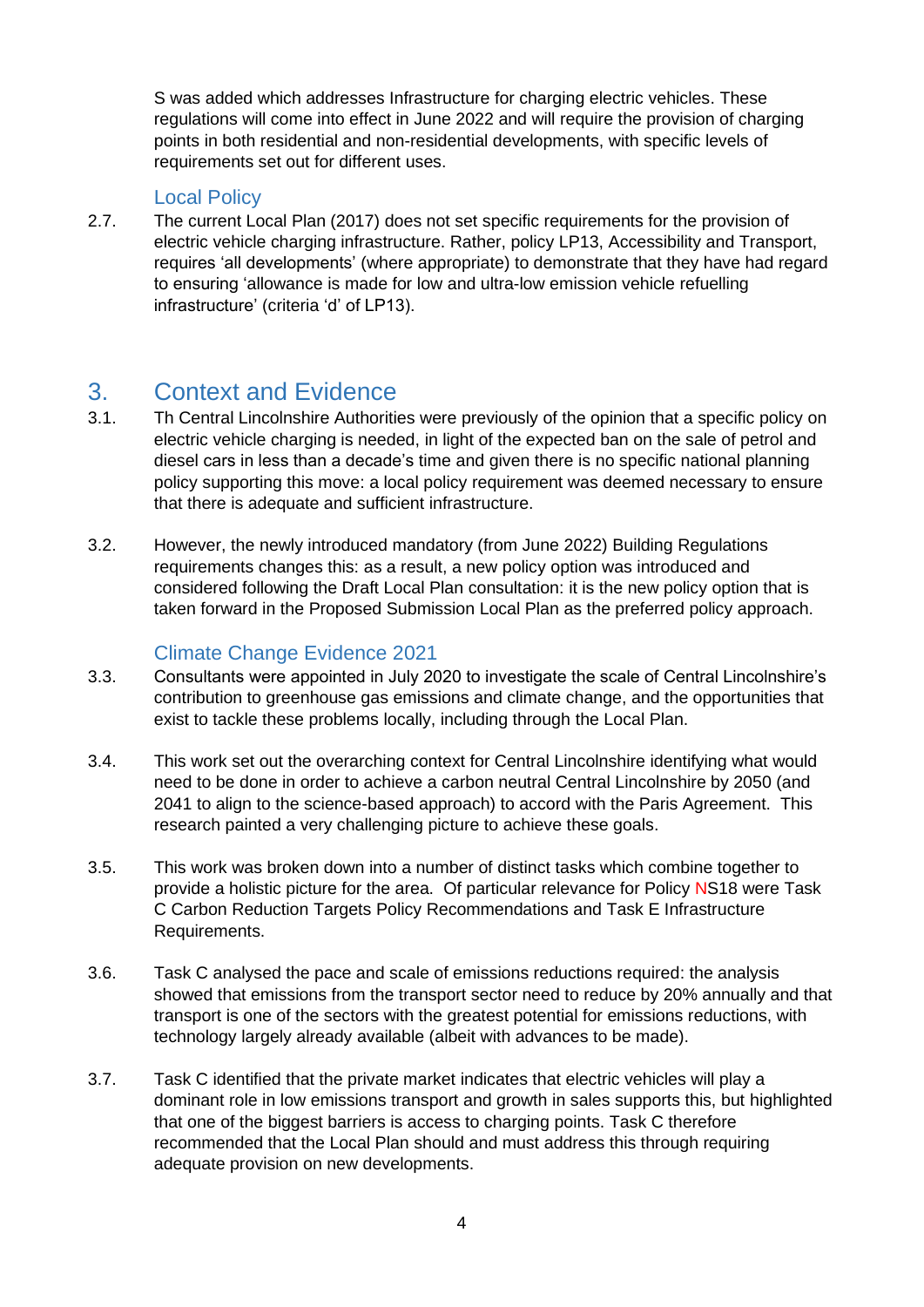S was added which addresses Infrastructure for charging electric vehicles. These regulations will come into effect in June 2022 and will require the provision of charging points in both residential and non-residential developments, with specific levels of requirements set out for different uses.

### Local Policy

2.7. The current Local Plan (2017) does not set specific requirements for the provision of electric vehicle charging infrastructure. Rather, policy LP13, Accessibility and Transport, requires 'all developments' (where appropriate) to demonstrate that they have had regard to ensuring 'allowance is made for low and ultra-low emission vehicle refuelling infrastructure' (criteria 'd' of LP13).

## 3. Context and Evidence

3.1. Th Central Lincolnshire Authorities were previously of the opinion that a specific policy on electric vehicle charging is needed, in light of the expected ban on the sale of petrol and diesel cars in less than a decade's time and given there is no specific national planning policy supporting this move: a local policy requirement was deemed necessary to ensure that there is adequate and sufficient infrastructure.

3.2. However, the newly introduced mandatory (from June 2022) Building Regulations requirements changes this: as a result, a new policy option was introduced and considered following the Draft Local Plan consultation: it is the new policy option that is taken forward in the Proposed Submission Local Plan as the preferred policy approach.

### Climate Change Evidence 2021

3.3. Consultants were appointed in July 2020 to investigate the scale of Central Lincolnshire's contribution to greenhouse gas emissions and climate change, and the opportunities that exist to tackle these problems locally, including through the Local Plan.

3.4. This work set out the overarching context for Central Lincolnshire identifying what would need to be done in order to achieve a carbon neutral Central Lincolnshire by 2050 (and 2041 to align to the science-based approach) to accord with the Paris Agreement. This research painted a very challenging picture to achieve these goals.

3.5. This work was broken down into a number of distinct tasks which combine together to provide a holistic picture for the area. Of particular relevance for Policy NS18 were Task C Carbon Reduction Targets Policy Recommendations and Task E Infrastructure Requirements.

3.6. Task C analysed the pace and scale of emissions reductions required: the analysis showed that emissions from the transport sector need to reduce by 20% annually and that transport is one of the sectors with the greatest potential for emissions reductions, with technology largely already available (albeit with advances to be made).

3.7. Task C identified that the private market indicates that electric vehicles will play a dominant role in low emissions transport and growth in sales supports this, but highlighted that one of the biggest barriers is access to charging points. Task C therefore recommended that the Local Plan should and must address this through requiring adequate provision on new developments.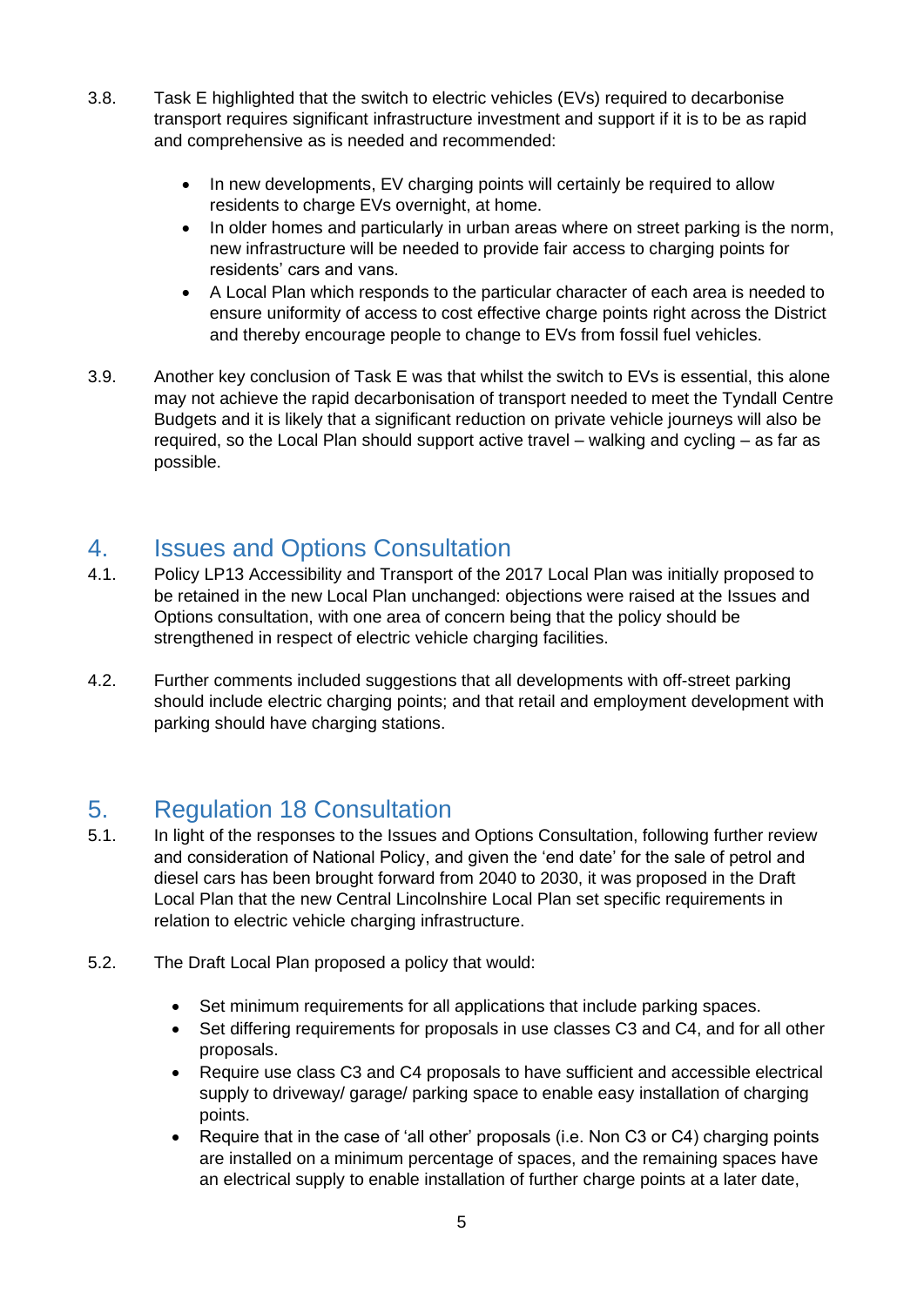3.8. Task E highlighted that the switch to electric vehicles (EVs) required to decarbonise transport requires significant infrastructure investment and support if it is to be as rapid and comprehensive as is needed and recommended:

- In new developments, EV charging points will certainly be required to allow residents to charge EVs overnight, at home.
- In older homes and particularly in urban areas where on street parking is the norm, new infrastructure will be needed to provide fair access to charging points for residents' cars and vans.
- A Local Plan which responds to the particular character of each area is needed to ensure uniformity of access to cost effective charge points right across the District and thereby encourage people to change to EVs from fossil fuel vehicles.

3.9. Another key conclusion of Task E was that whilst the switch to EVs is essential, this alone may not achieve the rapid decarbonisation of transport needed to meet the Tyndall Centre Budgets and it is likely that a significant reduction on private vehicle journeys will also be required, so the Local Plan should support active travel – walking and cycling – as far as possible.

## 4. Issues and Options Consultation

4.1. Policy LP13 Accessibility and Transport of the 2017 Local Plan was initially proposed to be retained in the new Local Plan unchanged: objections were raised at the Issues and Options consultation, with one area of concern being that the policy should be strengthened in respect of electric vehicle charging facilities.

4.2. Further comments included suggestions that all developments with off-street parking should include electric charging points; and that retail and employment development with parking should have charging stations.

## 5. Regulation 18 Consultation

5.1. In light of the responses to the Issues and Options Consultation, following further review and consideration of National Policy, and given the 'end date' for the sale of petrol and diesel cars has been brought forward from 2040 to 2030, it was proposed in the Draft Local Plan that the new Central Lincolnshire Local Plan set specific requirements in relation to electric vehicle charging infrastructure.

5.2. The Draft Local Plan proposed a policy that would:

- Set minimum requirements for all applications that include parking spaces.
- Set differing requirements for proposals in use classes C3 and C4, and for all other proposals.
- Require use class C3 and C4 proposals to have sufficient and accessible electrical supply to driveway/ garage/ parking space to enable easy installation of charging points.
- Require that in the case of 'all other' proposals (i.e. Non C3 or C4) charging points are installed on a minimum percentage of spaces, and the remaining spaces have an electrical supply to enable installation of further charge points at a later date,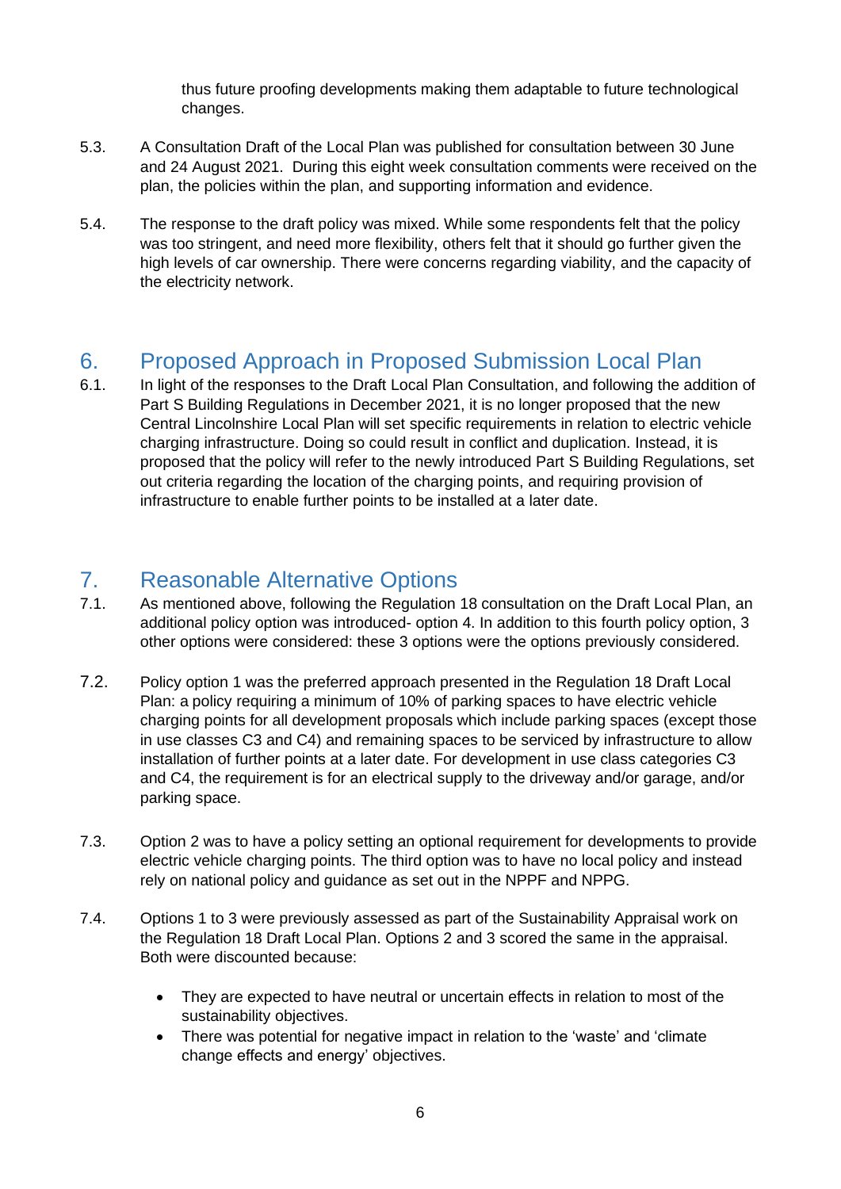thus future proofing developments making them adaptable to future technological changes.

5.3. A Consultation Draft of the Local Plan was published for consultation between 30 June and 24 August 2021. During this eight week consultation comments were received on the plan, the policies within the plan, and supporting information and evidence.

5.4. The response to the draft policy was mixed. While some respondents felt that the policy was too stringent, and need more flexibility, others felt that it should go further given the high levels of car ownership. There were concerns regarding viability, and the capacity of the electricity network.

## 6. Proposed Approach in Proposed Submission Local Plan

6.1. In light of the responses to the Draft Local Plan Consultation, and following the addition of Part S Building Regulations in December 2021, it is no longer proposed that the new Central Lincolnshire Local Plan will set specific requirements in relation to electric vehicle charging infrastructure. Doing so could result in conflict and duplication. Instead, it is proposed that the policy will refer to the newly introduced Part S Building Regulations, set out criteria regarding the location of the charging points, and requiring provision of infrastructure to enable further points to be installed at a later date.

## 7. Reasonable Alternative Options

7.1. As mentioned above, following the Regulation 18 consultation on the Draft Local Plan, an additional policy option was introduced- option 4. In addition to this fourth policy option, 3 other options were considered: these 3 options were the options previously considered.

7.2. Policy option 1 was the preferred approach presented in the Regulation 18 Draft Local Plan: a policy requiring a minimum of 10% of parking spaces to have electric vehicle charging points for all development proposals which include parking spaces (except those in use classes C3 and C4) and remaining spaces to be serviced by infrastructure to allow installation of further points at a later date. For development in use class categories C3 and C4, the requirement is for an electrical supply to the driveway and/or garage, and/or parking space.

7.3. Option 2 was to have a policy setting an optional requirement for developments to provide electric vehicle charging points. The third option was to have no local policy and instead rely on national policy and guidance as set out in the NPPF and NPPG.

7.4. Options 1 to 3 were previously assessed as part of the Sustainability Appraisal work on the Regulation 18 Draft Local Plan. Options 2 and 3 scored the same in the appraisal. Both were discounted because:

- They are expected to have neutral or uncertain effects in relation to most of the sustainability objectives.
- There was potential for negative impact in relation to the 'waste' and 'climate change effects and energy' objectives.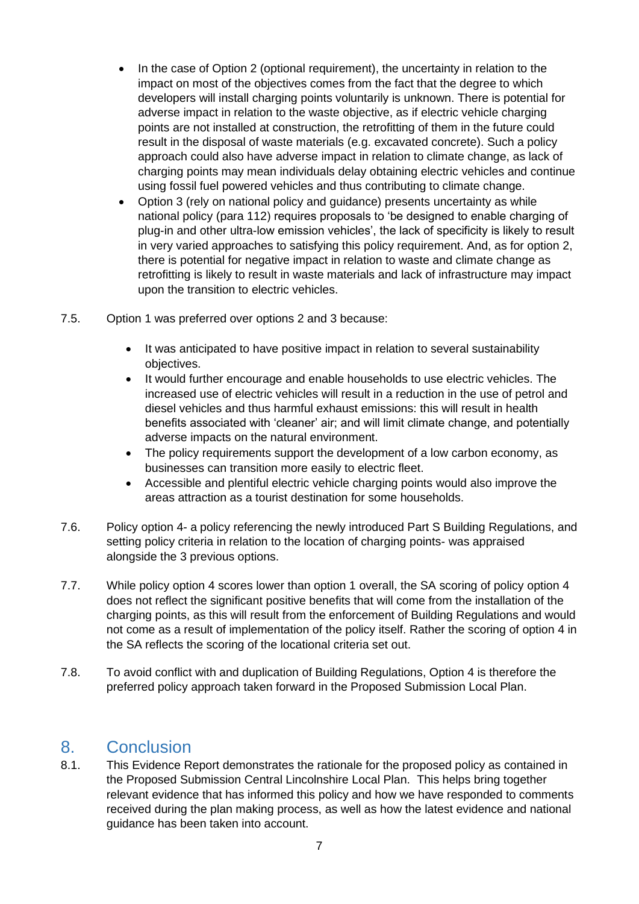- In the case of Option 2 (optional requirement), the uncertainty in relation to the impact on most of the objectives comes from the fact that the degree to which developers will install charging points voluntarily is unknown. There is potential for adverse impact in relation to the waste objective, as if electric vehicle charging points are not installed at construction, the retrofitting of them in the future could result in the disposal of waste materials (e.g. excavated concrete). Such a policy approach could also have adverse impact in relation to climate change, as lack of charging points may mean individuals delay obtaining electric vehicles and continue using fossil fuel powered vehicles and thus contributing to climate change.
- Option 3 (rely on national policy and guidance) presents uncertainty as while national policy (para 112) requires proposals to 'be designed to enable charging of plug-in and other ultra-low emission vehicles', the lack of specificity is likely to result in very varied approaches to satisfying this policy requirement. And, as for option 2, there is potential for negative impact in relation to waste and climate change as retrofitting is likely to result in waste materials and lack of infrastructure may impact upon the transition to electric vehicles.

7.5. Option 1 was preferred over options 2 and 3 because:

- It was anticipated to have positive impact in relation to several sustainability objectives.
- It would further encourage and enable households to use electric vehicles. The increased use of electric vehicles will result in a reduction in the use of petrol and diesel vehicles and thus harmful exhaust emissions: this will result in health benefits associated with 'cleaner' air; and will limit climate change, and potentially adverse impacts on the natural environment.
- The policy requirements support the development of a low carbon economy, as businesses can transition more easily to electric fleet.
- Accessible and plentiful electric vehicle charging points would also improve the areas attraction as a tourist destination for some households.

7.6. Policy option 4- a policy referencing the newly introduced Part S Building Regulations, and setting policy criteria in relation to the location of charging points- was appraised alongside the 3 previous options.

7.7. While policy option 4 scores lower than option 1 overall, the SA scoring of policy option 4 does not reflect the significant positive benefits that will come from the installation of the charging points, as this will result from the enforcement of Building Regulations and would not come as a result of implementation of the policy itself. Rather the scoring of option 4 in the SA reflects the scoring of the locational criteria set out.

7.8. To avoid conflict with and duplication of Building Regulations, Option 4 is therefore the preferred policy approach taken forward in the Proposed Submission Local Plan.

## 8. Conclusion

8.1. This Evidence Report demonstrates the rationale for the proposed policy as contained in the Proposed Submission Central Lincolnshire Local Plan. This helps bring together relevant evidence that has informed this policy and how we have responded to comments received during the plan making process, as well as how the latest evidence and national guidance has been taken into account.